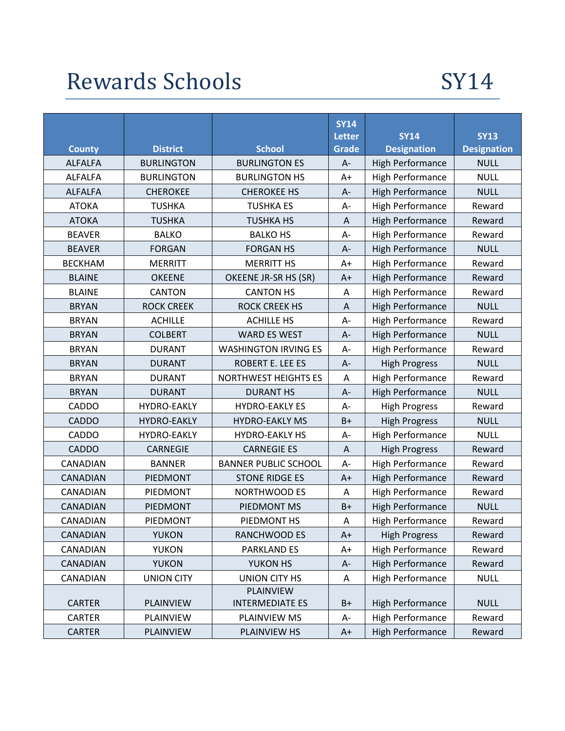# Rewards Schools SY14

| County | District | School | SY14 Letter Grade | SY14 Designation | SY13 Designation |
|---|---|---|---|---|---|
| ALFALFA | BURLINGTON | BURLINGTON ES | A- | High Performance | NULL |
| ALFALFA | BURLINGTON | BURLINGTON HS | A+ | High Performance | NULL |
| ALFALFA | CHEROKEE | CHEROKEE HS | A- | High Performance | NULL |
| ATOKA | TUSHKA | TUSHKA ES | A- | High Performance | Reward |
| ATOKA | TUSHKA | TUSHKA HS | A | High Performance | Reward |
| BEAVER | BALKO | BALKO HS | A- | High Performance | Reward |
| BEAVER | FORGAN | FORGAN HS | A- | High Performance | NULL |
| BECKHAM | MERRITT | MERRITT HS | A+ | High Performance | Reward |
| BLAINE | OKEENE | OKEENE JR-SR HS (SR) | A+ | High Performance | Reward |
| BLAINE | CANTON | CANTON HS | A | High Performance | Reward |
| BRYAN | ROCK CREEK | ROCK CREEK HS | A | High Performance | NULL |
| BRYAN | ACHILLE | ACHILLE HS | A- | High Performance | Reward |
| BRYAN | COLBERT | WARD ES WEST | A- | High Performance | NULL |
| BRYAN | DURANT | WASHINGTON IRVING ES | A- | High Performance | Reward |
| BRYAN | DURANT | ROBERT E. LEE ES | A- | High Progress | NULL |
| BRYAN | DURANT | NORTHWEST HEIGHTS ES | A | High Performance | Reward |
| BRYAN | DURANT | DURANT HS | A- | High Performance | NULL |
| CADDO | HYDRO-EAKLY | HYDRO-EAKLY ES | A- | High Progress | Reward |
| CADDO | HYDRO-EAKLY | HYDRO-EAKLY MS | B+ | High Progress | NULL |
| CADDO | HYDRO-EAKLY | HYDRO-EAKLY HS | A- | High Performance | NULL |
| CADDO | CARNEGIE | CARNEGIE ES | A | High Progress | Reward |
| CANADIAN | BANNER | BANNER PUBLIC SCHOOL | A- | High Performance | Reward |
| CANADIAN | PIEDMONT | STONE RIDGE ES | A+ | High Performance | Reward |
| CANADIAN | PIEDMONT | NORTHWOOD ES | A | High Performance | Reward |
| CANADIAN | PIEDMONT | PIEDMONT MS | B+ | High Performance | NULL |
| CANADIAN | PIEDMONT | PIEDMONT HS | A | High Performance | Reward |
| CANADIAN | YUKON | RANCHWOOD ES | A+ | High Progress | Reward |
| CANADIAN | YUKON | PARKLAND ES | A+ | High Performance | Reward |
| CANADIAN | YUKON | YUKON HS | A- | High Performance | Reward |
| CANADIAN | UNION CITY | UNION CITY HS | A | High Performance | NULL |
| CARTER | PLAINVIEW | PLAINVIEW INTERMEDIATE ES | B+ | High Performance | NULL |
| CARTER | PLAINVIEW | PLAINVIEW MS | A- | High Performance | Reward |
| CARTER | PLAINVIEW | PLAINVIEW HS | A+ | High Performance | Reward |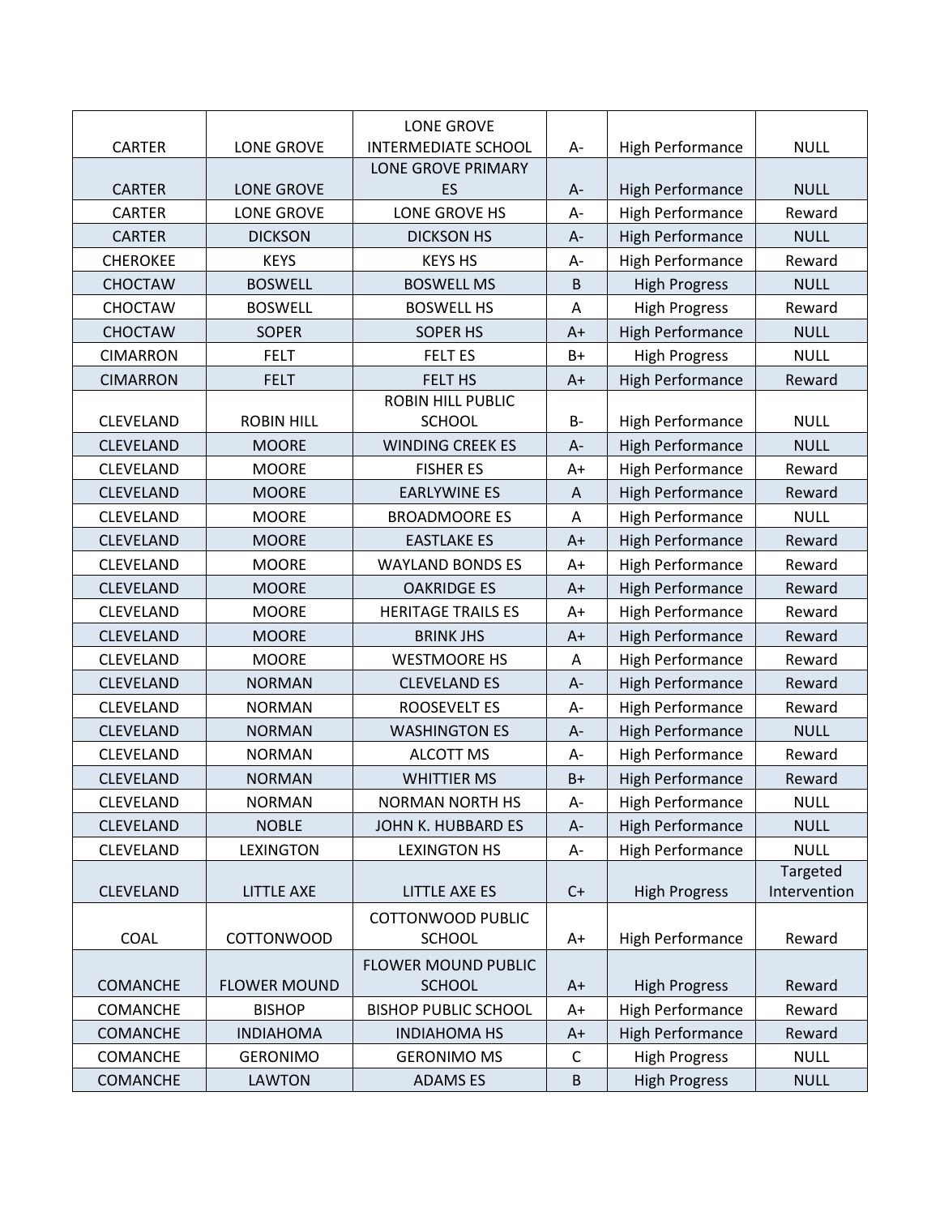| | | | | | |
|---|---|---|---|---|---|
| CARTER | LONE GROVE | LONE GROVE INTERMEDIATE SCHOOL | A- | High Performance | NULL |
| CARTER | LONE GROVE | LONE GROVE PRIMARY ES | A- | High Performance | NULL |
| CARTER | LONE GROVE | LONE GROVE HS | A- | High Performance | Reward |
| CARTER | DICKSON | DICKSON HS | A- | High Performance | NULL |
| CHEROKEE | KEYS | KEYS HS | A- | High Performance | Reward |
| CHOCTAW | BOSWELL | BOSWELL MS | B | High Progress | NULL |
| CHOCTAW | BOSWELL | BOSWELL HS | A | High Progress | Reward |
| CHOCTAW | SOPER | SOPER HS | A+ | High Performance | NULL |
| CIMARRON | FELT | FELT ES | B+ | High Progress | NULL |
| CIMARRON | FELT | FELT HS | A+ | High Performance | Reward |
| CLEVELAND | ROBIN HILL | ROBIN HILL PUBLIC SCHOOL | B- | High Performance | NULL |
| CLEVELAND | MOORE | WINDING CREEK ES | A- | High Performance | NULL |
| CLEVELAND | MOORE | FISHER ES | A+ | High Performance | Reward |
| CLEVELAND | MOORE | EARLYWINE ES | A | High Performance | Reward |
| CLEVELAND | MOORE | BROADMOORE ES | A | High Performance | NULL |
| CLEVELAND | MOORE | EASTLAKE ES | A+ | High Performance | Reward |
| CLEVELAND | MOORE | WAYLAND BONDS ES | A+ | High Performance | Reward |
| CLEVELAND | MOORE | OAKRIDGE ES | A+ | High Performance | Reward |
| CLEVELAND | MOORE | HERITAGE TRAILS ES | A+ | High Performance | Reward |
| CLEVELAND | MOORE | BRINK JHS | A+ | High Performance | Reward |
| CLEVELAND | MOORE | WESTMOORE HS | A | High Performance | Reward |
| CLEVELAND | NORMAN | CLEVELAND ES | A- | High Performance | Reward |
| CLEVELAND | NORMAN | ROOSEVELT ES | A- | High Performance | Reward |
| CLEVELAND | NORMAN | WASHINGTON ES | A- | High Performance | NULL |
| CLEVELAND | NORMAN | ALCOTT MS | A- | High Performance | Reward |
| CLEVELAND | NORMAN | WHITTIER MS | B+ | High Performance | Reward |
| CLEVELAND | NORMAN | NORMAN NORTH HS | A- | High Performance | NULL |
| CLEVELAND | NOBLE | JOHN K. HUBBARD ES | A- | High Performance | NULL |
| CLEVELAND | LEXINGTON | LEXINGTON HS | A- | High Performance | NULL |
| CLEVELAND | LITTLE AXE | LITTLE AXE ES | C+ | High Progress | Targeted Intervention |
| COAL | COTTONWOOD | COTTONWOOD PUBLIC SCHOOL | A+ | High Performance | Reward |
| COMANCHE | FLOWER MOUND | FLOWER MOUND PUBLIC SCHOOL | A+ | High Progress | Reward |
| COMANCHE | BISHOP | BISHOP PUBLIC SCHOOL | A+ | High Performance | Reward |
| COMANCHE | INDIAHOMA | INDIAHOMA HS | A+ | High Performance | Reward |
| COMANCHE | GERONIMO | GERONIMO MS | C | High Progress | NULL |
| COMANCHE | LAWTON | ADAMS ES | B | High Progress | NULL |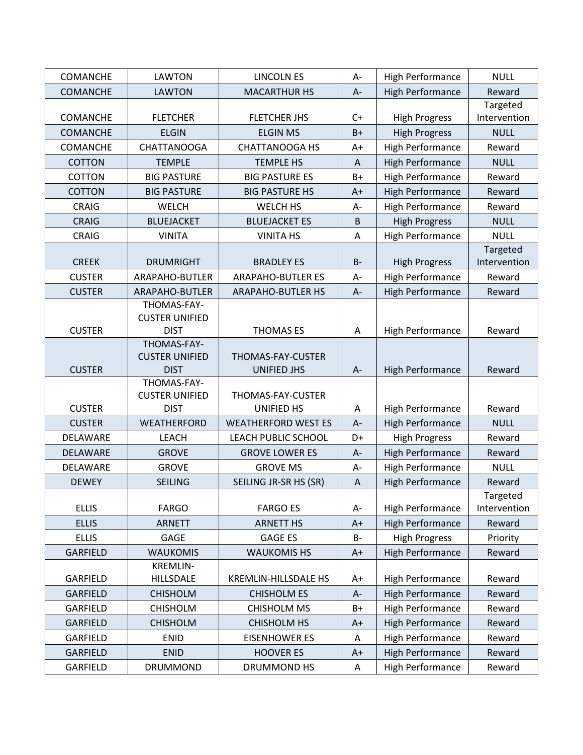| | | | | | |
|---|---|---|---|---|---|
| COMANCHE | LAWTON | LINCOLN ES | A- | High Performance | NULL |
| COMANCHE | LAWTON | MACARTHUR HS | A- | High Performance | Reward |
| COMANCHE | FLETCHER | FLETCHER JHS | C+ | High Progress | Targeted Intervention |
| COMANCHE | ELGIN | ELGIN MS | B+ | High Progress | NULL |
| COMANCHE | CHATTANOOGA | CHATTANOOGA HS | A+ | High Performance | Reward |
| COTTON | TEMPLE | TEMPLE HS | A | High Performance | NULL |
| COTTON | BIG PASTURE | BIG PASTURE ES | B+ | High Performance | Reward |
| COTTON | BIG PASTURE | BIG PASTURE HS | A+ | High Performance | Reward |
| CRAIG | WELCH | WELCH HS | A- | High Performance | Reward |
| CRAIG | BLUEJACKET | BLUEJACKET ES | B | High Progress | NULL |
| CRAIG | VINITA | VINITA HS | A | High Performance | NULL |
| CREEK | DRUMRIGHT | BRADLEY ES | B- | High Progress | Targeted Intervention |
| CUSTER | ARAPAHO-BUTLER | ARAPAHO-BUTLER ES | A- | High Performance | Reward |
| CUSTER | ARAPAHO-BUTLER | ARAPAHO-BUTLER HS | A- | High Performance | Reward |
| CUSTER | THOMAS-FAY-CUSTER UNIFIED DIST | THOMAS ES | A | High Performance | Reward |
| CUSTER | THOMAS-FAY-CUSTER UNIFIED DIST | THOMAS-FAY-CUSTER UNIFIED JHS | A- | High Performance | Reward |
| CUSTER | THOMAS-FAY-CUSTER UNIFIED DIST | THOMAS-FAY-CUSTER UNIFIED HS | A | High Performance | Reward |
| CUSTER | WEATHERFORD | WEATHERFORD WEST ES | A- | High Performance | NULL |
| DELAWARE | LEACH | LEACH PUBLIC SCHOOL | D+ | High Progress | Reward |
| DELAWARE | GROVE | GROVE LOWER ES | A- | High Performance | Reward |
| DELAWARE | GROVE | GROVE MS | A- | High Performance | NULL |
| DEWEY | SEILING | SEILING JR-SR HS (SR) | A | High Performance | Reward |
| ELLIS | FARGO | FARGO ES | A- | High Performance | Targeted Intervention |
| ELLIS | ARNETT | ARNETT HS | A+ | High Performance | Reward |
| ELLIS | GAGE | GAGE ES | B- | High Progress | Priority |
| GARFIELD | WAUKOMIS | WAUKOMIS HS | A+ | High Performance | Reward |
| GARFIELD | KREMLIN-HILLSDALE | KREMLIN-HILLSDALE HS | A+ | High Performance | Reward |
| GARFIELD | CHISHOLM | CHISHOLM ES | A- | High Performance | Reward |
| GARFIELD | CHISHOLM | CHISHOLM MS | B+ | High Performance | Reward |
| GARFIELD | CHISHOLM | CHISHOLM HS | A+ | High Performance | Reward |
| GARFIELD | ENID | EISENHOWER ES | A | High Performance | Reward |
| GARFIELD | ENID | HOOVER ES | A+ | High Performance | Reward |
| GARFIELD | DRUMMOND | DRUMMOND HS | A | High Performance | Reward |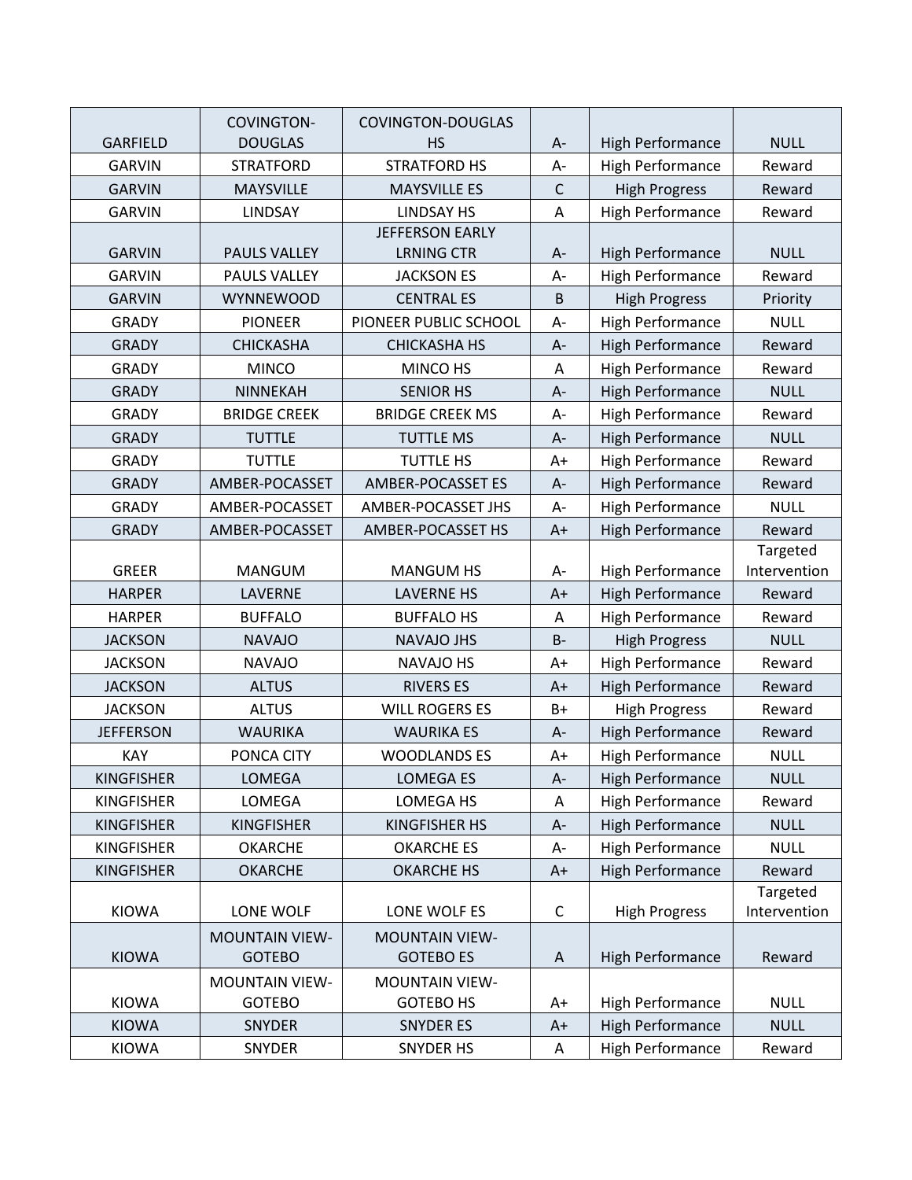| | | | | | |
|---|---|---|---|---|---|
| GARFIELD | COVINGTON-DOUGLAS | COVINGTON-DOUGLAS HS | A- | High Performance | NULL |
| GARVIN | STRATFORD | STRATFORD HS | A- | High Performance | Reward |
| GARVIN | MAYSVILLE | MAYSVILLE ES | C | High Progress | Reward |
| GARVIN | LINDSAY | LINDSAY HS | A | High Performance | Reward |
| GARVIN | PAULS VALLEY | JEFFERSON EARLY LRNING CTR | A- | High Performance | NULL |
| GARVIN | PAULS VALLEY | JACKSON ES | A- | High Performance | Reward |
| GARVIN | WYNNEWOOD | CENTRAL ES | B | High Progress | Priority |
| GRADY | PIONEER | PIONEER PUBLIC SCHOOL | A- | High Performance | NULL |
| GRADY | CHICKASHA | CHICKASHA HS | A- | High Performance | Reward |
| GRADY | MINCO | MINCO HS | A | High Performance | Reward |
| GRADY | NINNEKAH | SENIOR HS | A- | High Performance | NULL |
| GRADY | BRIDGE CREEK | BRIDGE CREEK MS | A- | High Performance | Reward |
| GRADY | TUTTLE | TUTTLE MS | A- | High Performance | NULL |
| GRADY | TUTTLE | TUTTLE HS | A+ | High Performance | Reward |
| GRADY | AMBER-POCASSET | AMBER-POCASSET ES | A- | High Performance | Reward |
| GRADY | AMBER-POCASSET | AMBER-POCASSET JHS | A- | High Performance | NULL |
| GRADY | AMBER-POCASSET | AMBER-POCASSET HS | A+ | High Performance | Reward |
| GREER | MANGUM | MANGUM HS | A- | High Performance | Targeted Intervention |
| HARPER | LAVERNE | LAVERNE HS | A+ | High Performance | Reward |
| HARPER | BUFFALO | BUFFALO HS | A | High Performance | Reward |
| JACKSON | NAVAJO | NAVAJO JHS | B- | High Progress | NULL |
| JACKSON | NAVAJO | NAVAJO HS | A+ | High Performance | Reward |
| JACKSON | ALTUS | RIVERS ES | A+ | High Performance | Reward |
| JACKSON | ALTUS | WILL ROGERS ES | B+ | High Progress | Reward |
| JEFFERSON | WAURIKA | WAURIKA ES | A- | High Performance | Reward |
| KAY | PONCA CITY | WOODLANDS ES | A+ | High Performance | NULL |
| KINGFISHER | LOMEGA | LOMEGA ES | A- | High Performance | NULL |
| KINGFISHER | LOMEGA | LOMEGA HS | A | High Performance | Reward |
| KINGFISHER | KINGFISHER | KINGFISHER HS | A- | High Performance | NULL |
| KINGFISHER | OKARCHE | OKARCHE ES | A- | High Performance | NULL |
| KINGFISHER | OKARCHE | OKARCHE HS | A+ | High Performance | Reward |
| KIOWA | LONE WOLF | LONE WOLF ES | C | High Progress | Targeted Intervention |
| KIOWA | MOUNTAIN VIEW-GOTEBO | MOUNTAIN VIEW-GOTEBO ES | A | High Performance | Reward |
| KIOWA | MOUNTAIN VIEW-GOTEBO | MOUNTAIN VIEW-GOTEBO HS | A+ | High Performance | NULL |
| KIOWA | SNYDER | SNYDER ES | A+ | High Performance | NULL |
| KIOWA | SNYDER | SNYDER HS | A | High Performance | Reward |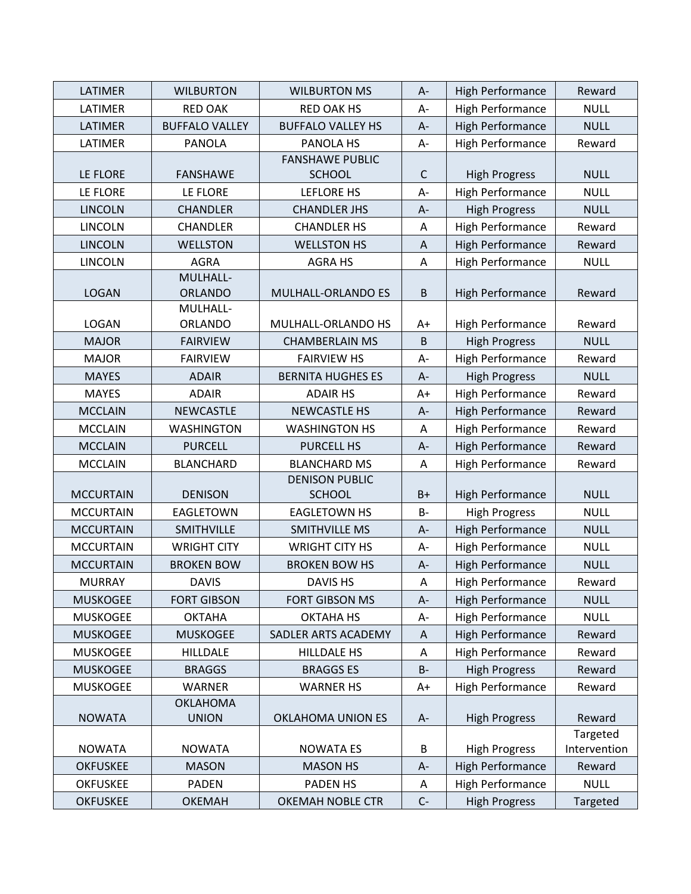| | | | | | |
|---|---|---|---|---|---|
| LATIMER | WILBURTON | WILBURTON MS | A- | High Performance | Reward |
| LATIMER | RED OAK | RED OAK HS | A- | High Performance | NULL |
| LATIMER | BUFFALO VALLEY | BUFFALO VALLEY HS | A- | High Performance | NULL |
| LATIMER | PANOLA | PANOLA HS | A- | High Performance | Reward |
| LE FLORE | FANSHAWE | FANSHAWE PUBLIC SCHOOL | C | High Progress | NULL |
| LE FLORE | LE FLORE | LEFLORE HS | A- | High Performance | NULL |
| LINCOLN | CHANDLER | CHANDLER JHS | A- | High Progress | NULL |
| LINCOLN | CHANDLER | CHANDLER HS | A | High Performance | Reward |
| LINCOLN | WELLSTON | WELLSTON HS | A | High Performance | Reward |
| LINCOLN | AGRA | AGRA HS | A | High Performance | NULL |
| LOGAN | MULHALL-ORLANDO | MULHALL-ORLANDO ES | B | High Performance | Reward |
| LOGAN | MULHALL-ORLANDO | MULHALL-ORLANDO HS | A+ | High Performance | Reward |
| MAJOR | FAIRVIEW | CHAMBERLAIN MS | B | High Progress | NULL |
| MAJOR | FAIRVIEW | FAIRVIEW HS | A- | High Performance | Reward |
| MAYES | ADAIR | BERNITA HUGHES ES | A- | High Progress | NULL |
| MAYES | ADAIR | ADAIR HS | A+ | High Performance | Reward |
| MCCLAIN | NEWCASTLE | NEWCASTLE HS | A- | High Performance | Reward |
| MCCLAIN | WASHINGTON | WASHINGTON HS | A | High Performance | Reward |
| MCCLAIN | PURCELL | PURCELL HS | A- | High Performance | Reward |
| MCCLAIN | BLANCHARD | BLANCHARD MS | A | High Performance | Reward |
| MCCURTAIN | DENISON | DENISON PUBLIC SCHOOL | B+ | High Performance | NULL |
| MCCURTAIN | EAGLETOWN | EAGLETOWN HS | B- | High Progress | NULL |
| MCCURTAIN | SMITHVILLE | SMITHVILLE MS | A- | High Performance | NULL |
| MCCURTAIN | WRIGHT CITY | WRIGHT CITY HS | A- | High Performance | NULL |
| MCCURTAIN | BROKEN BOW | BROKEN BOW HS | A- | High Performance | NULL |
| MURRAY | DAVIS | DAVIS HS | A | High Performance | Reward |
| MUSKOGEE | FORT GIBSON | FORT GIBSON MS | A- | High Performance | NULL |
| MUSKOGEE | OKTAHA | OKTAHA HS | A- | High Performance | NULL |
| MUSKOGEE | MUSKOGEE | SADLER ARTS ACADEMY | A | High Performance | Reward |
| MUSKOGEE | HILLDALE | HILLDALE HS | A | High Performance | Reward |
| MUSKOGEE | BRAGGS | BRAGGS ES | B- | High Progress | Reward |
| MUSKOGEE | WARNER | WARNER HS | A+ | High Performance | Reward |
| NOWATA | OKLAHOMA UNION | OKLAHOMA UNION ES | A- | High Progress | Reward |
| NOWATA | NOWATA | NOWATA ES | B | High Progress | Targeted Intervention |
| OKFUSKEE | MASON | MASON HS | A- | High Performance | Reward |
| OKFUSKEE | PADEN | PADEN HS | A | High Performance | NULL |
| OKFUSKEE | OKEMAH | OKEMAH NOBLE CTR | C- | High Progress | Targeted |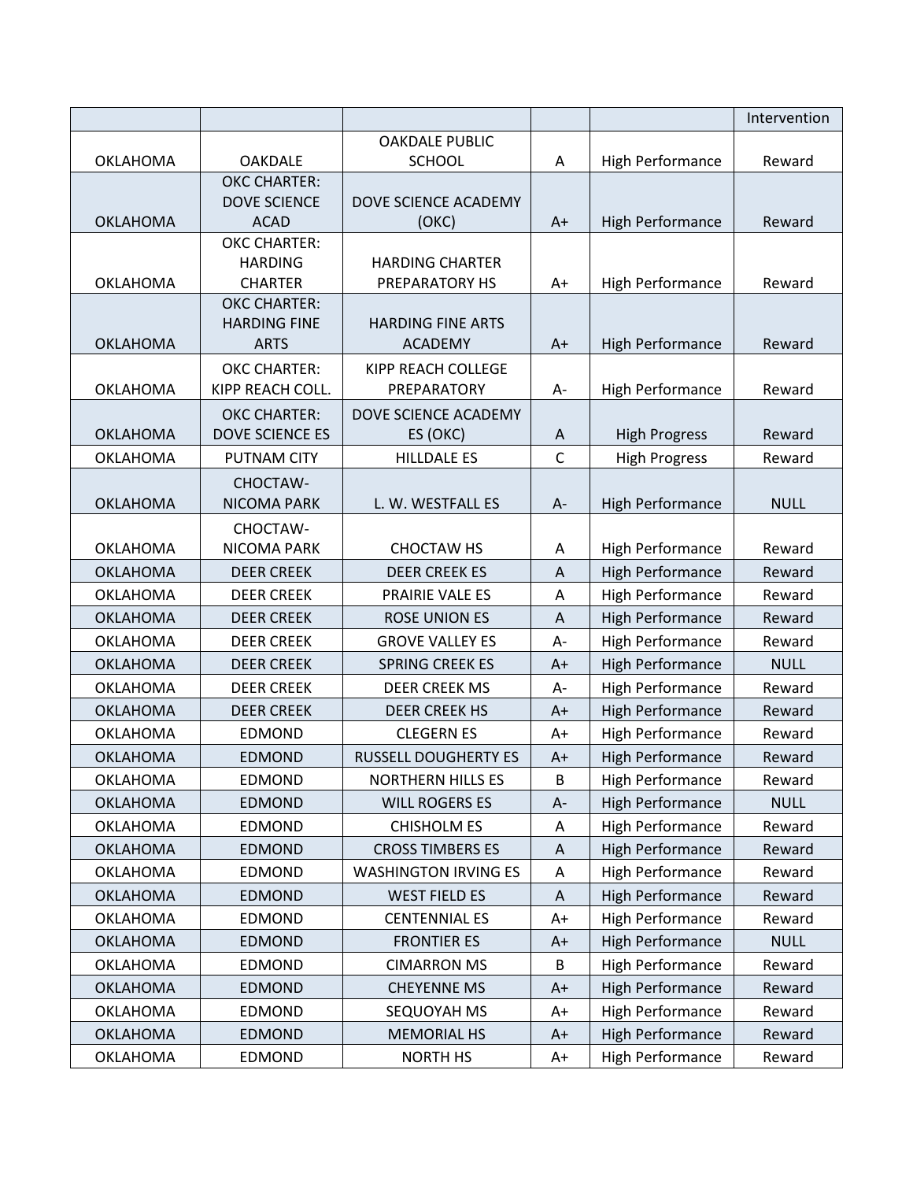| | | | | | Intervention |
|---|---|---|---|---|---|
| OKLAHOMA | OAKDALE | OAKDALE PUBLIC SCHOOL | A | High Performance | Reward |
| OKLAHOMA | OKC CHARTER: DOVE SCIENCE ACAD | DOVE SCIENCE ACADEMY (OKC) | A+ | High Performance | Reward |
| OKLAHOMA | OKC CHARTER: HARDING CHARTER | HARDING CHARTER PREPARATORY HS | A+ | High Performance | Reward |
| OKLAHOMA | OKC CHARTER: HARDING FINE ARTS | HARDING FINE ARTS ACADEMY | A+ | High Performance | Reward |
| OKLAHOMA | OKC CHARTER: KIPP REACH COLL. | KIPP REACH COLLEGE PREPARATORY | A- | High Performance | Reward |
| OKLAHOMA | OKC CHARTER: DOVE SCIENCE ES | DOVE SCIENCE ACADEMY ES (OKC) | A | High Progress | Reward |
| OKLAHOMA | PUTNAM CITY | HILLDALE ES | C | High Progress | Reward |
| OKLAHOMA | CHOCTAW-NICOMA PARK | L. W. WESTFALL ES | A- | High Performance | NULL |
| OKLAHOMA | CHOCTAW-NICOMA PARK | CHOCTAW HS | A | High Performance | Reward |
| OKLAHOMA | DEER CREEK | DEER CREEK ES | A | High Performance | Reward |
| OKLAHOMA | DEER CREEK | PRAIRIE VALE ES | A | High Performance | Reward |
| OKLAHOMA | DEER CREEK | ROSE UNION ES | A | High Performance | Reward |
| OKLAHOMA | DEER CREEK | GROVE VALLEY ES | A- | High Performance | Reward |
| OKLAHOMA | DEER CREEK | SPRING CREEK ES | A+ | High Performance | NULL |
| OKLAHOMA | DEER CREEK | DEER CREEK MS | A- | High Performance | Reward |
| OKLAHOMA | DEER CREEK | DEER CREEK HS | A+ | High Performance | Reward |
| OKLAHOMA | EDMOND | CLEGERN ES | A+ | High Performance | Reward |
| OKLAHOMA | EDMOND | RUSSELL DOUGHERTY ES | A+ | High Performance | Reward |
| OKLAHOMA | EDMOND | NORTHERN HILLS ES | B | High Performance | Reward |
| OKLAHOMA | EDMOND | WILL ROGERS ES | A- | High Performance | NULL |
| OKLAHOMA | EDMOND | CHISHOLM ES | A | High Performance | Reward |
| OKLAHOMA | EDMOND | CROSS TIMBERS ES | A | High Performance | Reward |
| OKLAHOMA | EDMOND | WASHINGTON IRVING ES | A | High Performance | Reward |
| OKLAHOMA | EDMOND | WEST FIELD ES | A | High Performance | Reward |
| OKLAHOMA | EDMOND | CENTENNIAL ES | A+ | High Performance | Reward |
| OKLAHOMA | EDMOND | FRONTIER ES | A+ | High Performance | NULL |
| OKLAHOMA | EDMOND | CIMARRON MS | B | High Performance | Reward |
| OKLAHOMA | EDMOND | CHEYENNE MS | A+ | High Performance | Reward |
| OKLAHOMA | EDMOND | SEQUOYAH MS | A+ | High Performance | Reward |
| OKLAHOMA | EDMOND | MEMORIAL HS | A+ | High Performance | Reward |
| OKLAHOMA | EDMOND | NORTH HS | A+ | High Performance | Reward |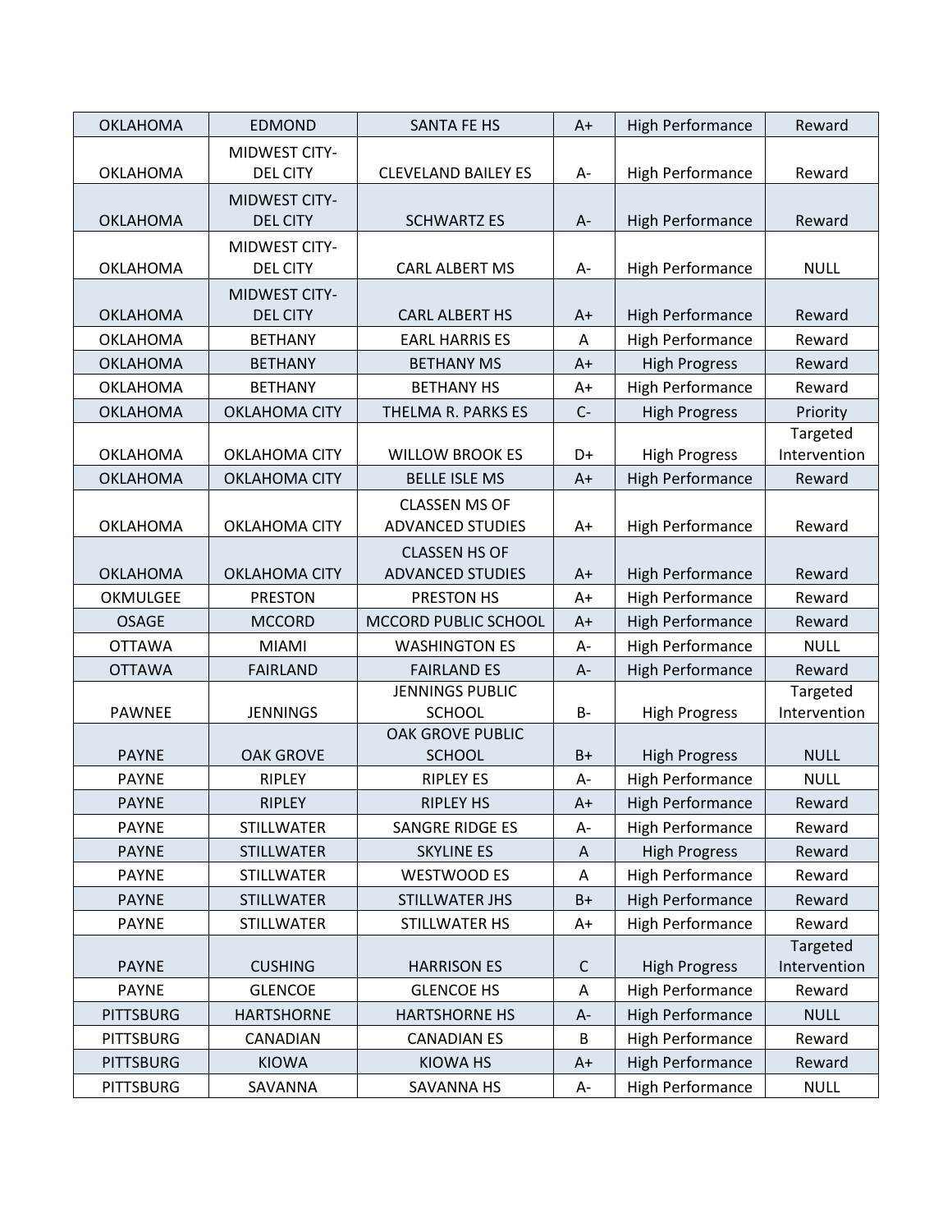| | | | | | |
|---|---|---|---|---|---|
| OKLAHOMA | EDMOND | SANTA FE HS | A+ | High Performance | Reward |
| OKLAHOMA | MIDWEST CITY-DEL CITY | CLEVELAND BAILEY ES | A- | High Performance | Reward |
| OKLAHOMA | MIDWEST CITY-DEL CITY | SCHWARTZ ES | A- | High Performance | Reward |
| OKLAHOMA | MIDWEST CITY-DEL CITY | CARL ALBERT MS | A- | High Performance | NULL |
| OKLAHOMA | MIDWEST CITY-DEL CITY | CARL ALBERT HS | A+ | High Performance | Reward |
| OKLAHOMA | BETHANY | EARL HARRIS ES | A | High Performance | Reward |
| OKLAHOMA | BETHANY | BETHANY MS | A+ | High Progress | Reward |
| OKLAHOMA | BETHANY | BETHANY HS | A+ | High Performance | Reward |
| OKLAHOMA | OKLAHOMA CITY | THELMA R. PARKS ES | C- | High Progress | Priority |
| OKLAHOMA | OKLAHOMA CITY | WILLOW BROOK ES | D+ | High Progress | Targeted Intervention |
| OKLAHOMA | OKLAHOMA CITY | BELLE ISLE MS | A+ | High Performance | Reward |
| OKLAHOMA | OKLAHOMA CITY | CLASSEN MS OF ADVANCED STUDIES | A+ | High Performance | Reward |
| OKLAHOMA | OKLAHOMA CITY | CLASSEN HS OF ADVANCED STUDIES | A+ | High Performance | Reward |
| OKMULGEE | PRESTON | PRESTON HS | A+ | High Performance | Reward |
| OSAGE | MCCORD | MCCORD PUBLIC SCHOOL | A+ | High Performance | Reward |
| OTTAWA | MIAMI | WASHINGTON ES | A- | High Performance | NULL |
| OTTAWA | FAIRLAND | FAIRLAND ES | A- | High Performance | Reward |
| PAWNEE | JENNINGS | JENNINGS PUBLIC SCHOOL | B- | High Progress | Targeted Intervention |
| PAYNE | OAK GROVE | OAK GROVE PUBLIC SCHOOL | B+ | High Progress | NULL |
| PAYNE | RIPLEY | RIPLEY ES | A- | High Performance | NULL |
| PAYNE | RIPLEY | RIPLEY HS | A+ | High Performance | Reward |
| PAYNE | STILLWATER | SANGRE RIDGE ES | A- | High Performance | Reward |
| PAYNE | STILLWATER | SKYLINE ES | A | High Progress | Reward |
| PAYNE | STILLWATER | WESTWOOD ES | A | High Performance | Reward |
| PAYNE | STILLWATER | STILLWATER JHS | B+ | High Performance | Reward |
| PAYNE | STILLWATER | STILLWATER HS | A+ | High Performance | Reward |
| PAYNE | CUSHING | HARRISON ES | C | High Progress | Targeted Intervention |
| PAYNE | GLENCOE | GLENCOE HS | A | High Performance | Reward |
| PITTSBURG | HARTSHORNE | HARTSHORNE HS | A- | High Performance | NULL |
| PITTSBURG | CANADIAN | CANADIAN ES | B | High Performance | Reward |
| PITTSBURG | KIOWA | KIOWA HS | A+ | High Performance | Reward |
| PITTSBURG | SAVANNA | SAVANNA HS | A- | High Performance | NULL |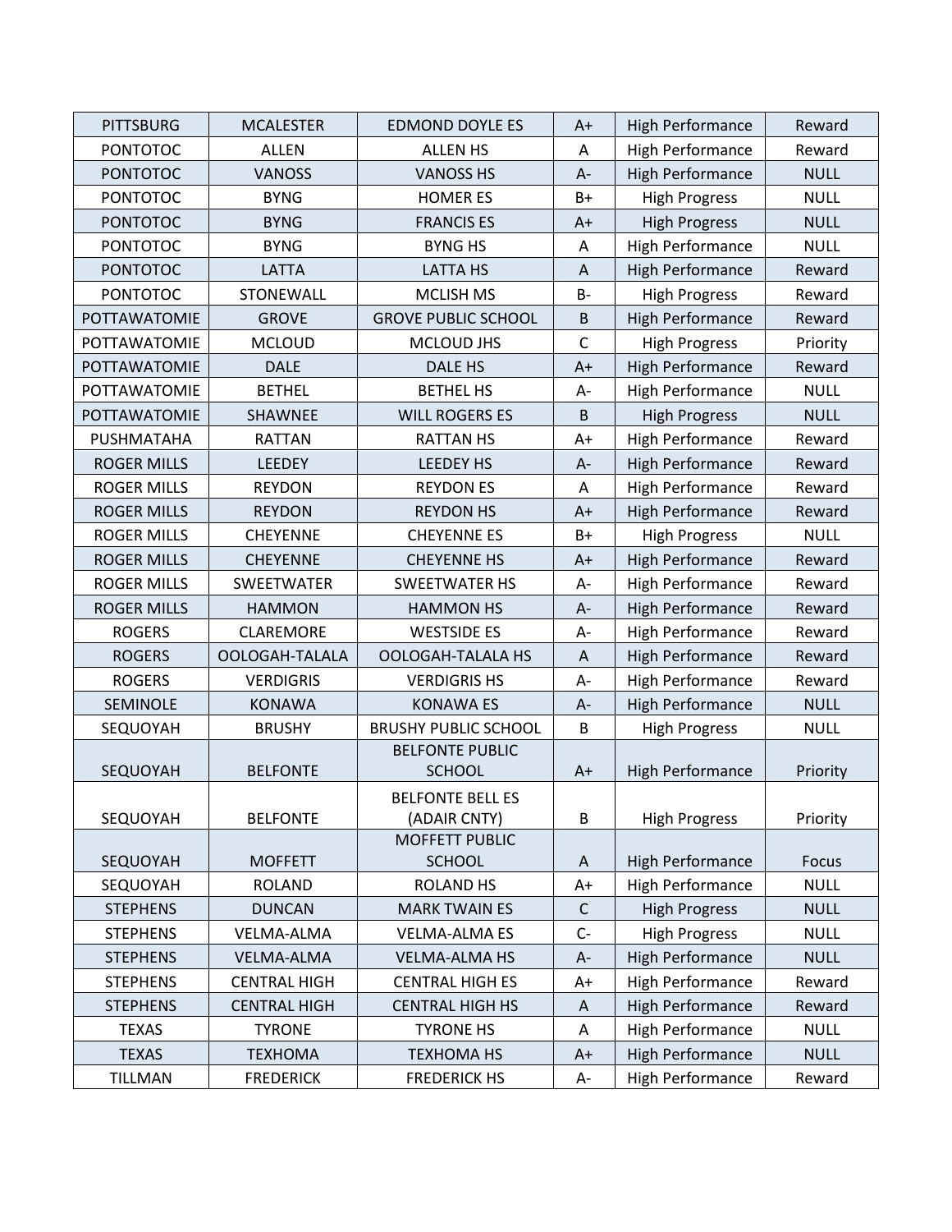| | | | | | |
|---|---|---|---|---|---|
| PITTSBURG | MCALESTER | EDMOND DOYLE ES | A+ | High Performance | Reward |
| PONTOTOC | ALLEN | ALLEN HS | A | High Performance | Reward |
| PONTOTOC | VANOSS | VANOSS HS | A- | High Performance | NULL |
| PONTOTOC | BYNG | HOMER ES | B+ | High Progress | NULL |
| PONTOTOC | BYNG | FRANCIS ES | A+ | High Progress | NULL |
| PONTOTOC | BYNG | BYNG HS | A | High Performance | NULL |
| PONTOTOC | LATTA | LATTA HS | A | High Performance | Reward |
| PONTOTOC | STONEWALL | MCLISH MS | B- | High Progress | Reward |
| POTTAWATOMIE | GROVE | GROVE PUBLIC SCHOOL | B | High Performance | Reward |
| POTTAWATOMIE | MCLOUD | MCLOUD JHS | C | High Progress | Priority |
| POTTAWATOMIE | DALE | DALE HS | A+ | High Performance | Reward |
| POTTAWATOMIE | BETHEL | BETHEL HS | A- | High Performance | NULL |
| POTTAWATOMIE | SHAWNEE | WILL ROGERS ES | B | High Progress | NULL |
| PUSHMATAHA | RATTAN | RATTAN HS | A+ | High Performance | Reward |
| ROGER MILLS | LEEDEY | LEEDEY HS | A- | High Performance | Reward |
| ROGER MILLS | REYDON | REYDON ES | A | High Performance | Reward |
| ROGER MILLS | REYDON | REYDON HS | A+ | High Performance | Reward |
| ROGER MILLS | CHEYENNE | CHEYENNE ES | B+ | High Progress | NULL |
| ROGER MILLS | CHEYENNE | CHEYENNE HS | A+ | High Performance | Reward |
| ROGER MILLS | SWEETWATER | SWEETWATER HS | A- | High Performance | Reward |
| ROGER MILLS | HAMMON | HAMMON HS | A- | High Performance | Reward |
| ROGERS | CLAREMORE | WESTSIDE ES | A- | High Performance | Reward |
| ROGERS | OOLOGAH-TALALA | OOLOGAH-TALALA HS | A | High Performance | Reward |
| ROGERS | VERDIGRIS | VERDIGRIS HS | A- | High Performance | Reward |
| SEMINOLE | KONAWA | KONAWA ES | A- | High Performance | NULL |
| SEQUOYAH | BRUSHY | BRUSHY PUBLIC SCHOOL | B | High Progress | NULL |
| SEQUOYAH | BELFONTE | BELFONTE PUBLIC SCHOOL | A+ | High Performance | Priority |
| SEQUOYAH | BELFONTE | BELFONTE BELL ES (ADAIR CNTY) | B | High Progress | Priority |
| SEQUOYAH | MOFFETT | MOFFETT PUBLIC SCHOOL | A | High Performance | Focus |
| SEQUOYAH | ROLAND | ROLAND HS | A+ | High Performance | NULL |
| STEPHENS | DUNCAN | MARK TWAIN ES | C | High Progress | NULL |
| STEPHENS | VELMA-ALMA | VELMA-ALMA ES | C- | High Progress | NULL |
| STEPHENS | VELMA-ALMA | VELMA-ALMA HS | A- | High Performance | NULL |
| STEPHENS | CENTRAL HIGH | CENTRAL HIGH ES | A+ | High Performance | Reward |
| STEPHENS | CENTRAL HIGH | CENTRAL HIGH HS | A | High Performance | Reward |
| TEXAS | TYRONE | TYRONE HS | A | High Performance | NULL |
| TEXAS | TEXHOMA | TEXHOMA HS | A+ | High Performance | NULL |
| TILLMAN | FREDERICK | FREDERICK HS | A- | High Performance | Reward |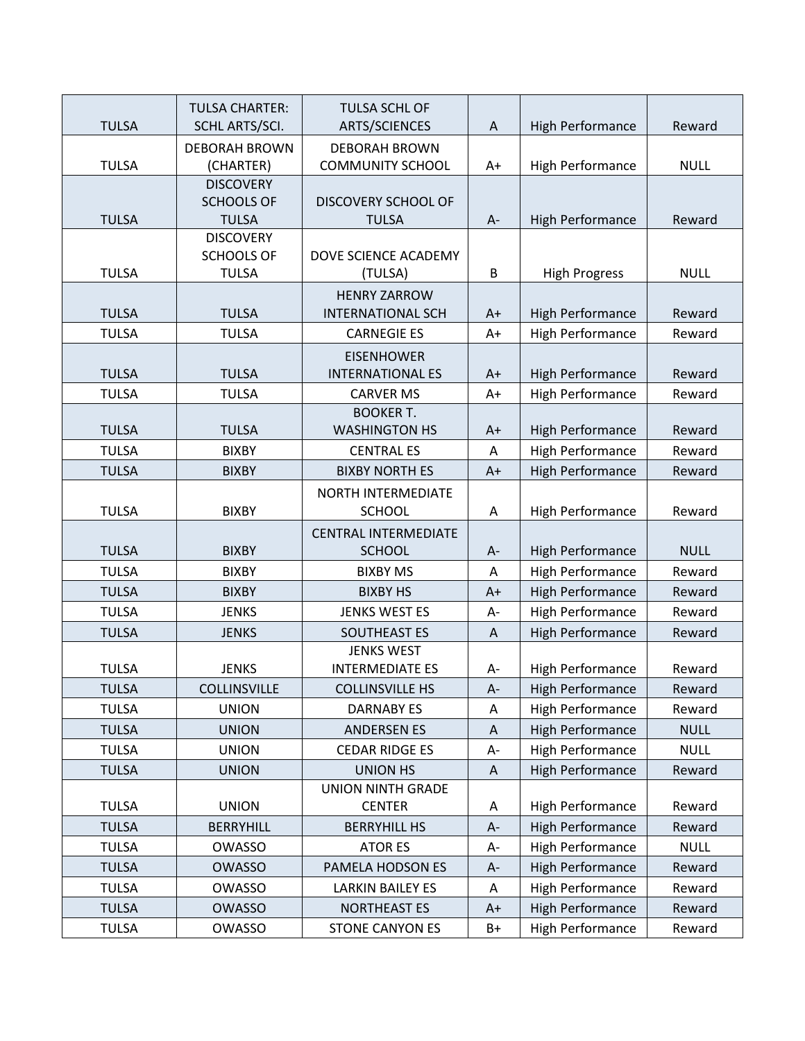| | | | | | |
|---|---|---|---|---|---|
| TULSA | TULSA CHARTER: SCHL ARTS/SCI. | TULSA SCHL OF ARTS/SCIENCES | A | High Performance | Reward |
| TULSA | DEBORAH BROWN (CHARTER) | DEBORAH BROWN COMMUNITY SCHOOL | A+ | High Performance | NULL |
| TULSA | DISCOVERY SCHOOLS OF TULSA | DISCOVERY SCHOOL OF TULSA | A- | High Performance | Reward |
| TULSA | DISCOVERY SCHOOLS OF TULSA | DOVE SCIENCE ACADEMY (TULSA) | B | High Progress | NULL |
| TULSA | TULSA | HENRY ZARROW INTERNATIONAL SCH | A+ | High Performance | Reward |
| TULSA | TULSA | CARNEGIE ES | A+ | High Performance | Reward |
| TULSA | TULSA | EISENHOWER INTERNATIONAL ES | A+ | High Performance | Reward |
| TULSA | TULSA | CARVER MS | A+ | High Performance | Reward |
| TULSA | TULSA | BOOKER T. WASHINGTON HS | A+ | High Performance | Reward |
| TULSA | BIXBY | CENTRAL ES | A | High Performance | Reward |
| TULSA | BIXBY | BIXBY NORTH ES | A+ | High Performance | Reward |
| TULSA | BIXBY | NORTH INTERMEDIATE SCHOOL | A | High Performance | Reward |
| TULSA | BIXBY | CENTRAL INTERMEDIATE SCHOOL | A- | High Performance | NULL |
| TULSA | BIXBY | BIXBY MS | A | High Performance | Reward |
| TULSA | BIXBY | BIXBY HS | A+ | High Performance | Reward |
| TULSA | JENKS | JENKS WEST ES | A- | High Performance | Reward |
| TULSA | JENKS | SOUTHEAST ES | A | High Performance | Reward |
| TULSA | JENKS | JENKS WEST INTERMEDIATE ES | A- | High Performance | Reward |
| TULSA | COLLINSVILLE | COLLINSVILLE HS | A- | High Performance | Reward |
| TULSA | UNION | DARNABY ES | A | High Performance | Reward |
| TULSA | UNION | ANDERSEN ES | A | High Performance | NULL |
| TULSA | UNION | CEDAR RIDGE ES | A- | High Performance | NULL |
| TULSA | UNION | UNION HS | A | High Performance | Reward |
| TULSA | UNION | UNION NINTH GRADE CENTER | A | High Performance | Reward |
| TULSA | BERRYHILL | BERRYHILL HS | A- | High Performance | Reward |
| TULSA | OWASSO | ATOR ES | A- | High Performance | NULL |
| TULSA | OWASSO | PAMELA HODSON ES | A- | High Performance | Reward |
| TULSA | OWASSO | LARKIN BAILEY ES | A | High Performance | Reward |
| TULSA | OWASSO | NORTHEAST ES | A+ | High Performance | Reward |
| TULSA | OWASSO | STONE CANYON ES | B+ | High Performance | Reward |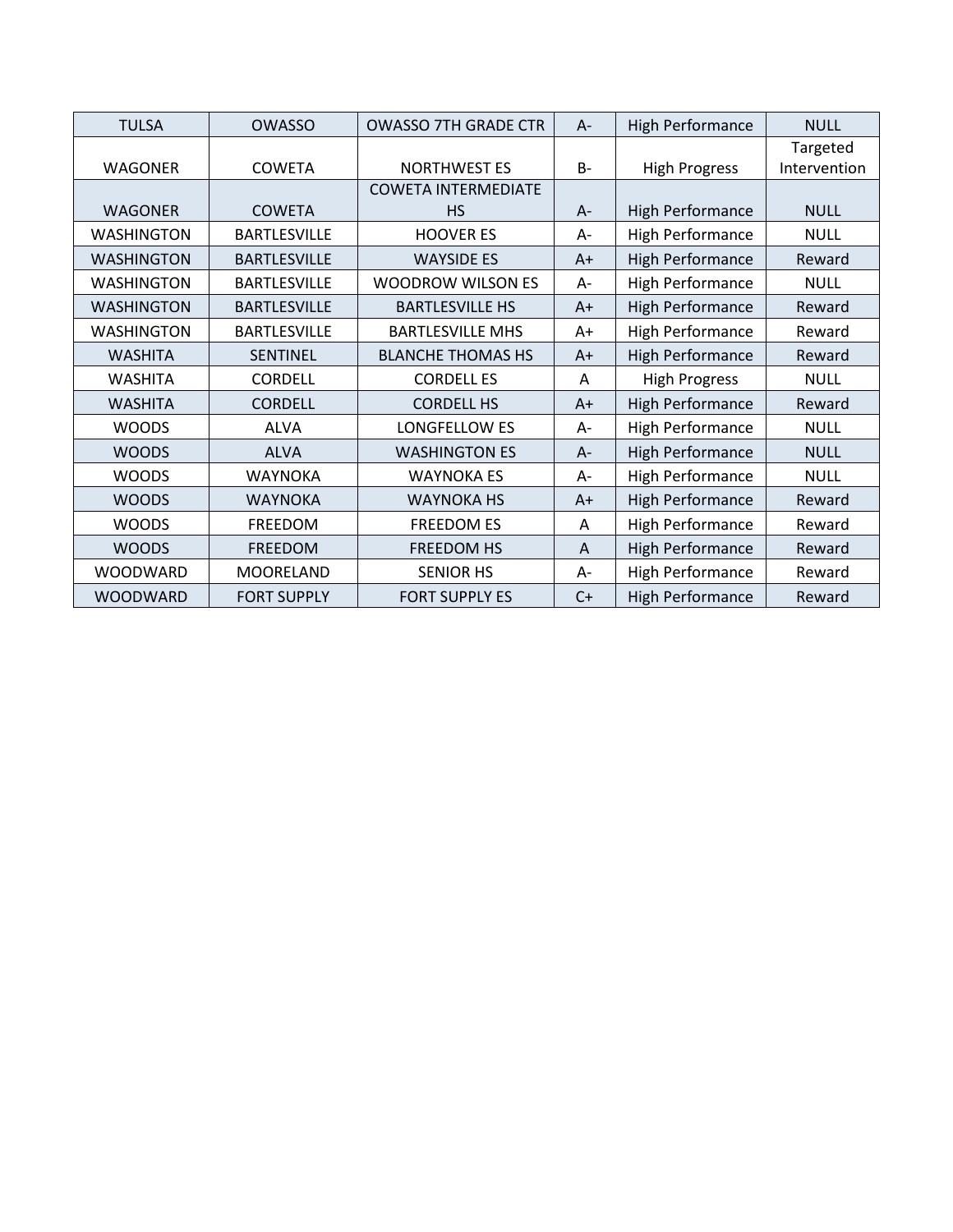| | | | | | |
|---|---|---|---|---|---|
| TULSA | OWASSO | OWASSO 7TH GRADE CTR | A- | High Performance | NULL |
| WAGONER | COWETA | NORTHWEST ES | B- | High Progress | Targeted Intervention |
| WAGONER | COWETA | COWETA INTERMEDIATE HS | A- | High Performance | NULL |
| WASHINGTON | BARTLESVILLE | HOOVER ES | A- | High Performance | NULL |
| WASHINGTON | BARTLESVILLE | WAYSIDE ES | A+ | High Performance | Reward |
| WASHINGTON | BARTLESVILLE | WOODROW WILSON ES | A- | High Performance | NULL |
| WASHINGTON | BARTLESVILLE | BARTLESVILLE HS | A+ | High Performance | Reward |
| WASHINGTON | BARTLESVILLE | BARTLESVILLE MHS | A+ | High Performance | Reward |
| WASHITA | SENTINEL | BLANCHE THOMAS HS | A+ | High Performance | Reward |
| WASHITA | CORDELL | CORDELL ES | A | High Progress | NULL |
| WASHITA | CORDELL | CORDELL HS | A+ | High Performance | Reward |
| WOODS | ALVA | LONGFELLOW ES | A- | High Performance | NULL |
| WOODS | ALVA | WASHINGTON ES | A- | High Performance | NULL |
| WOODS | WAYNOKA | WAYNOKA ES | A- | High Performance | NULL |
| WOODS | WAYNOKA | WAYNOKA HS | A+ | High Performance | Reward |
| WOODS | FREEDOM | FREEDOM ES | A | High Performance | Reward |
| WOODS | FREEDOM | FREEDOM HS | A | High Performance | Reward |
| WOODWARD | MOORELAND | SENIOR HS | A- | High Performance | Reward |
| WOODWARD | FORT SUPPLY | FORT SUPPLY ES | C+ | High Performance | Reward |